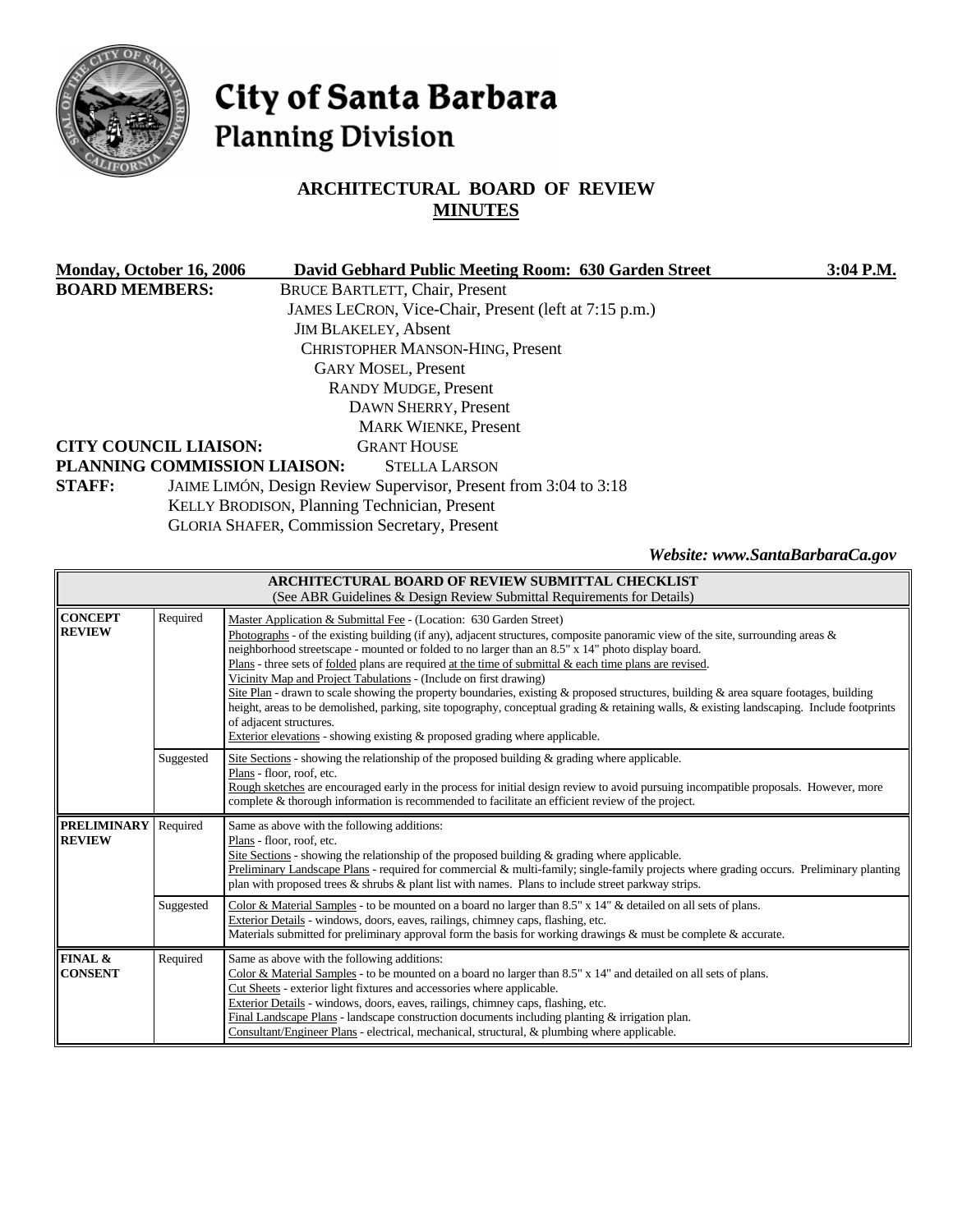# City of Santa Barbara
## Planning Division

## ARCHITECTURAL BOARD OF REVIEW
## MINUTES

**Monday, October 16, 2006** | **David Gebhard Public Meeting Room: 630 Garden Street** | **3:04 P.M.**

**BOARD MEMBERS:**
BRUCE BARTLETT, Chair, Present
JAMES LECRON, Vice-Chair, Present (left at 7:15 p.m.)
JIM BLAKELEY, Absent
CHRISTOPHER MANSON-HING, Present
GARY MOSEL, Present
RANDY MUDGE, Present
DAWN SHERRY, Present
MARK WIENKE, Present

**CITY COUNCIL LIAISON:** GRANT HOUSE

**PLANNING COMMISSION LIAISON:** STELLA LARSON

**STAFF:**
JAIME LIMÓN, Design Review Supervisor, Present from 3:04 to 3:18
KELLY BRODISON, Planning Technician, Present
GLORIA SHAFER, Commission Secretary, Present

*Website: www.SantaBarbaraCa.gov*

| ARCHITECTURAL BOARD OF REVIEW SUBMITTAL CHECKLIST (See ABR Guidelines & Design Review Submittal Requirements for Details) | | |
|---|---|---|
| **CONCEPT REVIEW** | Required | Master Application & Submittal Fee - (Location: 630 Garden Street)<br>Photographs - of the existing building (if any), adjacent structures, composite panoramic view of the site, surrounding areas & neighborhood streetscape - mounted or folded to no larger than an 8.5" x 14" photo display board.<br>Plans - three sets of folded plans are required at the time of submittal & each time plans are revised.<br>Vicinity Map and Project Tabulations - (Include on first drawing)<br>Site Plan - drawn to scale showing the property boundaries, existing & proposed structures, building & area square footages, building height, areas to be demolished, parking, site topography, conceptual grading & retaining walls, & existing landscaping. Include footprints of adjacent structures.<br>Exterior elevations - showing existing & proposed grading where applicable. |
| | Suggested | Site Sections - showing the relationship of the proposed building & grading where applicable.<br>Plans - floor, roof, etc.<br>Rough sketches are encouraged early in the process for initial design review to avoid pursuing incompatible proposals. However, more complete & thorough information is recommended to facilitate an efficient review of the project. |
| **PRELIMINARY REVIEW** | Required | Same as above with the following additions:<br>Plans - floor, roof, etc.<br>Site Sections - showing the relationship of the proposed building & grading where applicable.<br>Preliminary Landscape Plans - required for commercial & multi-family; single-family projects where grading occurs. Preliminary planting plan with proposed trees & shrubs & plant list with names. Plans to include street parkway strips. |
| | Suggested | Color & Material Samples - to be mounted on a board no larger than 8.5" x 14" & detailed on all sets of plans.<br>Exterior Details - windows, doors, eaves, railings, chimney caps, flashing, etc.<br>Materials submitted for preliminary approval form the basis for working drawings & must be complete & accurate. |
| **FINAL & CONSENT** | Required | Same as above with the following additions:<br>Color & Material Samples - to be mounted on a board no larger than 8.5" x 14" and detailed on all sets of plans.<br>Cut Sheets - exterior light fixtures and accessories where applicable.<br>Exterior Details - windows, doors, eaves, railings, chimney caps, flashing, etc.<br>Final Landscape Plans - landscape construction documents including planting & irrigation plan.<br>Consultant/Engineer Plans - electrical, mechanical, structural, & plumbing where applicable. |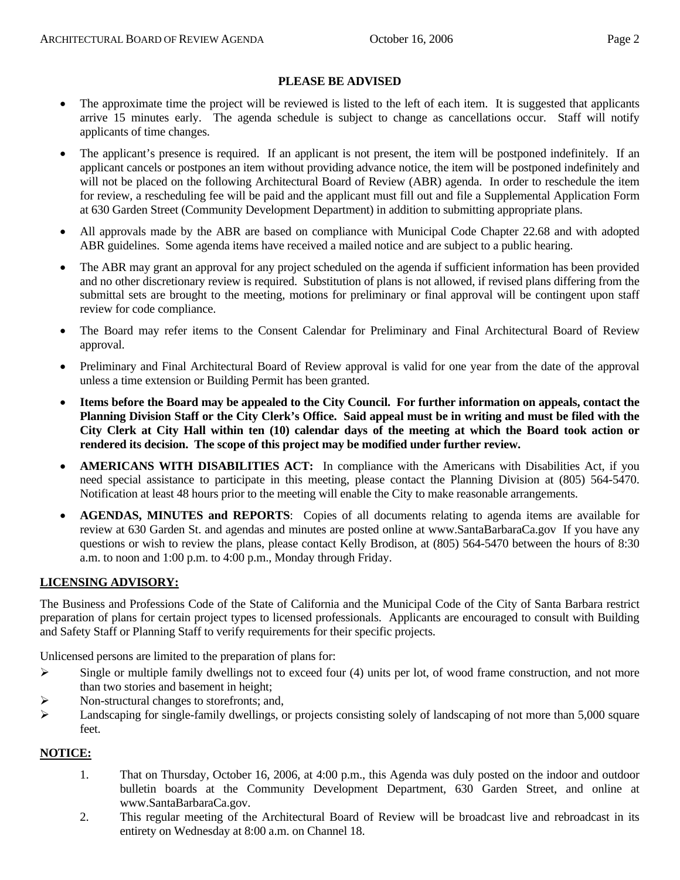**PLEASE BE ADVISED**

- The approximate time the project will be reviewed is listed to the left of each item. It is suggested that applicants arrive 15 minutes early. The agenda schedule is subject to change as cancellations occur. Staff will notify applicants of time changes.
- The applicant's presence is required. If an applicant is not present, the item will be postponed indefinitely. If an applicant cancels or postpones an item without providing advance notice, the item will be postponed indefinitely and will not be placed on the following Architectural Board of Review (ABR) agenda. In order to reschedule the item for review, a rescheduling fee will be paid and the applicant must fill out and file a Supplemental Application Form at 630 Garden Street (Community Development Department) in addition to submitting appropriate plans.
- All approvals made by the ABR are based on compliance with Municipal Code Chapter 22.68 and with adopted ABR guidelines. Some agenda items have received a mailed notice and are subject to a public hearing.
- The ABR may grant an approval for any project scheduled on the agenda if sufficient information has been provided and no other discretionary review is required. Substitution of plans is not allowed, if revised plans differing from the submittal sets are brought to the meeting, motions for preliminary or final approval will be contingent upon staff review for code compliance.
- The Board may refer items to the Consent Calendar for Preliminary and Final Architectural Board of Review approval.
- Preliminary and Final Architectural Board of Review approval is valid for one year from the date of the approval unless a time extension or Building Permit has been granted.
- **Items before the Board may be appealed to the City Council. For further information on appeals, contact the Planning Division Staff or the City Clerk's Office. Said appeal must be in writing and must be filed with the City Clerk at City Hall within ten (10) calendar days of the meeting at which the Board took action or rendered its decision. The scope of this project may be modified under further review.**
- **AMERICANS WITH DISABILITIES ACT:** In compliance with the Americans with Disabilities Act, if you need special assistance to participate in this meeting, please contact the Planning Division at (805) 564-5470. Notification at least 48 hours prior to the meeting will enable the City to make reasonable arrangements.
- **AGENDAS, MINUTES and REPORTS**: Copies of all documents relating to agenda items are available for review at 630 Garden St. and agendas and minutes are posted online at www.SantaBarbaraCa.gov If you have any questions or wish to review the plans, please contact Kelly Brodison, at (805) 564-5470 between the hours of 8:30 a.m. to noon and 1:00 p.m. to 4:00 p.m., Monday through Friday.

## LICENSING ADVISORY:

The Business and Professions Code of the State of California and the Municipal Code of the City of Santa Barbara restrict preparation of plans for certain project types to licensed professionals. Applicants are encouraged to consult with Building and Safety Staff or Planning Staff to verify requirements for their specific projects.

Unlicensed persons are limited to the preparation of plans for:

- Single or multiple family dwellings not to exceed four (4) units per lot, of wood frame construction, and not more than two stories and basement in height;
- Non-structural changes to storefronts; and,
- Landscaping for single-family dwellings, or projects consisting solely of landscaping of not more than 5,000 square feet.

## NOTICE:

1. That on Thursday, October 16, 2006, at 4:00 p.m., this Agenda was duly posted on the indoor and outdoor bulletin boards at the Community Development Department, 630 Garden Street, and online at www.SantaBarbaraCa.gov.
2. This regular meeting of the Architectural Board of Review will be broadcast live and rebroadcast in its entirety on Wednesday at 8:00 a.m. on Channel 18.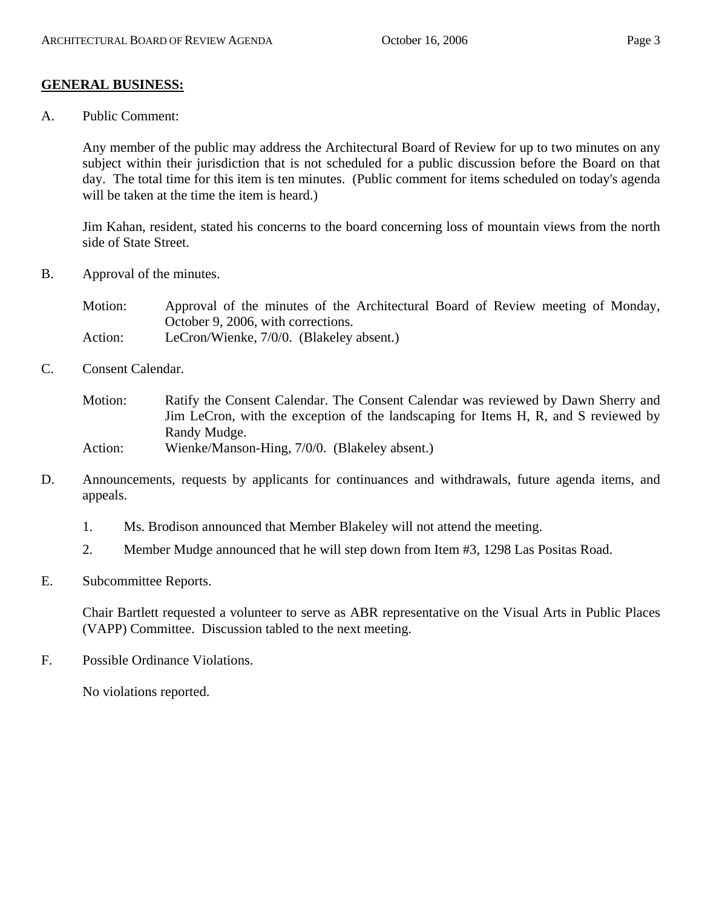## **GENERAL BUSINESS:**

A. Public Comment:

Any member of the public may address the Architectural Board of Review for up to two minutes on any subject within their jurisdiction that is not scheduled for a public discussion before the Board on that day. The total time for this item is ten minutes. (Public comment for items scheduled on today's agenda will be taken at the time the item is heard.)

Jim Kahan, resident, stated his concerns to the board concerning loss of mountain views from the north side of State Street.

B. Approval of the minutes.

Motion: Approval of the minutes of the Architectural Board of Review meeting of Monday, October 9, 2006, with corrections.
Action: LeCron/Wienke, 7/0/0. (Blakeley absent.)

C. Consent Calendar.

Motion: Ratify the Consent Calendar. The Consent Calendar was reviewed by Dawn Sherry and Jim LeCron, with the exception of the landscaping for Items H, R, and S reviewed by Randy Mudge.
Action: Wienke/Manson-Hing, 7/0/0. (Blakeley absent.)

D. Announcements, requests by applicants for continuances and withdrawals, future agenda items, and appeals.

1. Ms. Brodison announced that Member Blakeley will not attend the meeting.
2. Member Mudge announced that he will step down from Item #3, 1298 Las Positas Road.

E. Subcommittee Reports.

Chair Bartlett requested a volunteer to serve as ABR representative on the Visual Arts in Public Places (VAPP) Committee. Discussion tabled to the next meeting.

F. Possible Ordinance Violations.

No violations reported.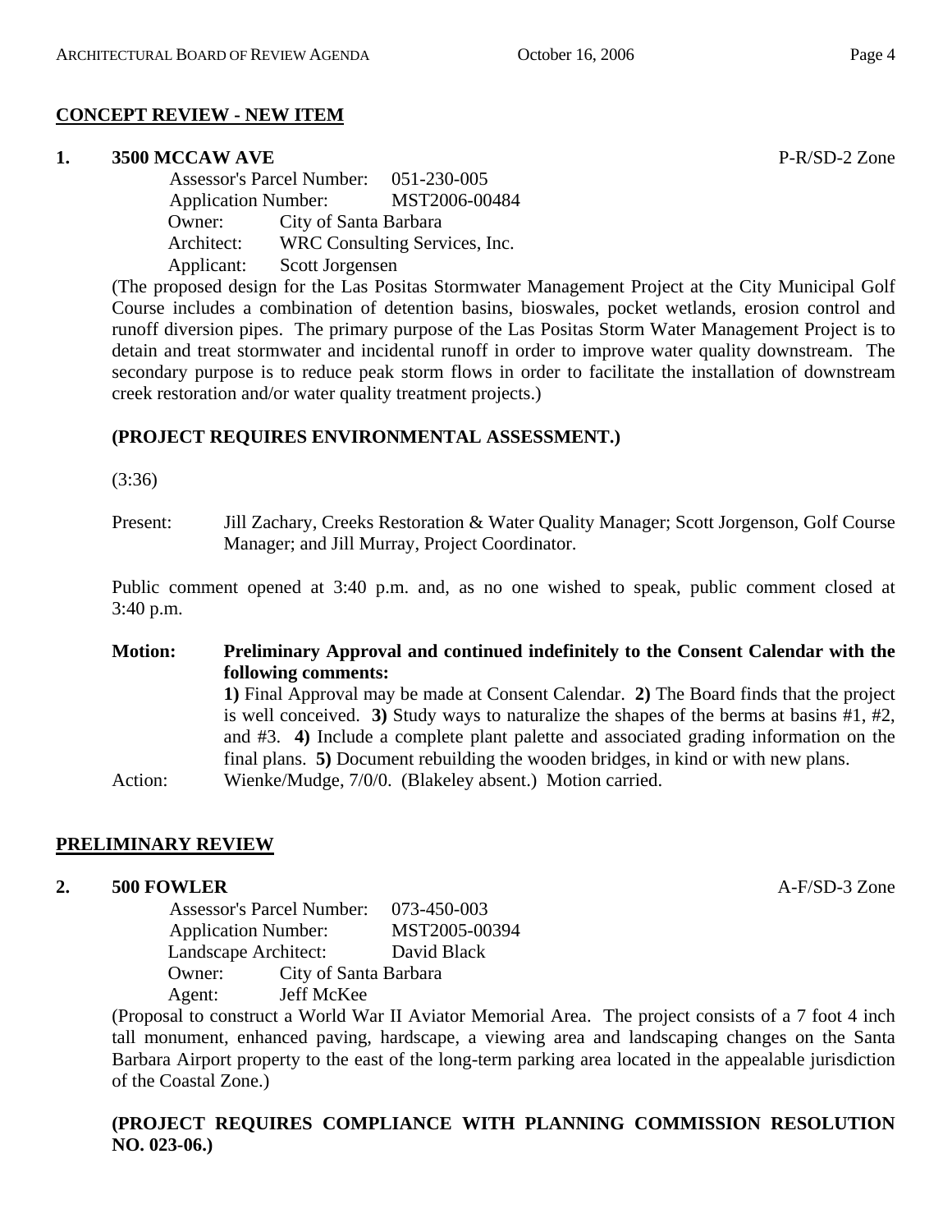## CONCEPT REVIEW - NEW ITEM

**1. 3500 MCCAW AVE** P-R/SD-2 Zone

Assessor's Parcel Number: 051-230-005
Application Number: MST2006-00484
Owner: City of Santa Barbara
Architect: WRC Consulting Services, Inc.
Applicant: Scott Jorgensen

(The proposed design for the Las Positas Stormwater Management Project at the City Municipal Golf Course includes a combination of detention basins, bioswales, pocket wetlands, erosion control and runoff diversion pipes. The primary purpose of the Las Positas Storm Water Management Project is to detain and treat stormwater and incidental runoff in order to improve water quality downstream. The secondary purpose is to reduce peak storm flows in order to facilitate the installation of downstream creek restoration and/or water quality treatment projects.)

**(PROJECT REQUIRES ENVIRONMENTAL ASSESSMENT.)**

(3:36)

Present: Jill Zachary, Creeks Restoration & Water Quality Manager; Scott Jorgenson, Golf Course Manager; and Jill Murray, Project Coordinator.

Public comment opened at 3:40 p.m. and, as no one wished to speak, public comment closed at 3:40 p.m.

**Motion: Preliminary Approval and continued indefinitely to the Consent Calendar with the following comments:**
**1)** Final Approval may be made at Consent Calendar. **2)** The Board finds that the project is well conceived. **3)** Study ways to naturalize the shapes of the berms at basins #1, #2, and #3. **4)** Include a complete plant palette and associated grading information on the final plans. **5)** Document rebuilding the wooden bridges, in kind or with new plans.

Action: Wienke/Mudge, 7/0/0. (Blakeley absent.) Motion carried.

## PRELIMINARY REVIEW

**2. 500 FOWLER** A-F/SD-3 Zone

Assessor's Parcel Number: 073-450-003
Application Number: MST2005-00394
Landscape Architect: David Black
Owner: City of Santa Barbara
Agent: Jeff McKee

(Proposal to construct a World War II Aviator Memorial Area. The project consists of a 7 foot 4 inch tall monument, enhanced paving, hardscape, a viewing area and landscaping changes on the Santa Barbara Airport property to the east of the long-term parking area located in the appealable jurisdiction of the Coastal Zone.)

**(PROJECT REQUIRES COMPLIANCE WITH PLANNING COMMISSION RESOLUTION NO. 023-06.)**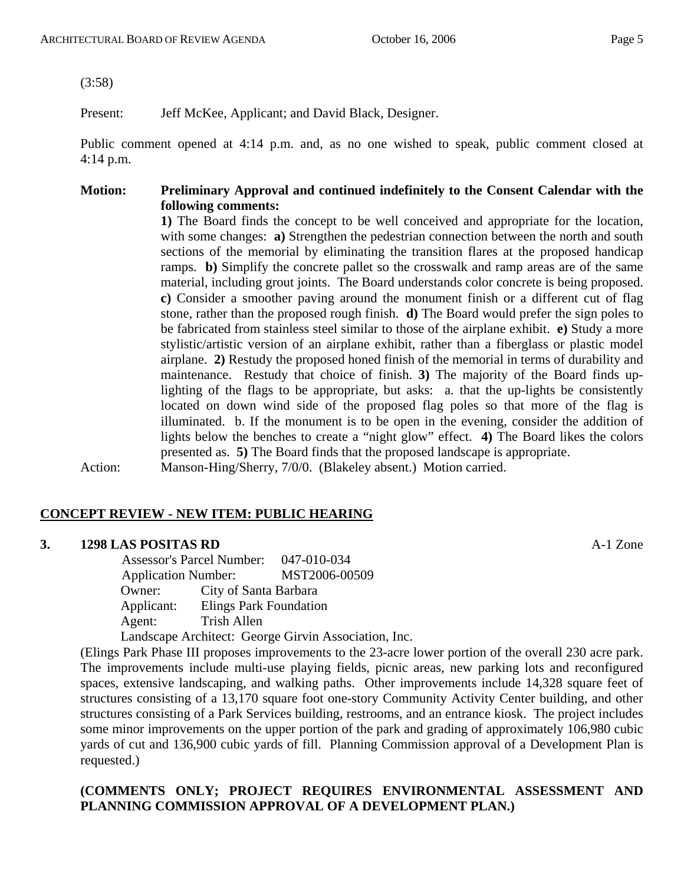(3:58)

Present: Jeff McKee, Applicant; and David Black, Designer.

Public comment opened at 4:14 p.m. and, as no one wished to speak, public comment closed at 4:14 p.m.

**Motion: Preliminary Approval and continued indefinitely to the Consent Calendar with the following comments:**

**1)** The Board finds the concept to be well conceived and appropriate for the location, with some changes: **a)** Strengthen the pedestrian connection between the north and south sections of the memorial by eliminating the transition flares at the proposed handicap ramps. **b)** Simplify the concrete pallet so the crosswalk and ramp areas are of the same material, including grout joints. The Board understands color concrete is being proposed. **c)** Consider a smoother paving around the monument finish or a different cut of flag stone, rather than the proposed rough finish. **d)** The Board would prefer the sign poles to be fabricated from stainless steel similar to those of the airplane exhibit. **e)** Study a more stylistic/artistic version of an airplane exhibit, rather than a fiberglass or plastic model airplane. **2)** Restudy the proposed honed finish of the memorial in terms of durability and maintenance. Restudy that choice of finish. **3)** The majority of the Board finds up-lighting of the flags to be appropriate, but asks: a. that the up-lights be consistently located on down wind side of the proposed flag poles so that more of the flag is illuminated. b. If the monument is to be open in the evening, consider the addition of lights below the benches to create a "night glow" effect. **4)** The Board likes the colors presented as. **5)** The Board finds that the proposed landscape is appropriate.

Action: Manson-Hing/Sherry, 7/0/0. (Blakeley absent.) Motion carried.

## CONCEPT REVIEW - NEW ITEM: PUBLIC HEARING

### 3. 1298 LAS POSITAS RD — A-1 Zone

Assessor's Parcel Number: 047-010-034
Application Number: MST2006-00509
Owner: City of Santa Barbara
Applicant: Elings Park Foundation
Agent: Trish Allen
Landscape Architect: George Girvin Association, Inc.

(Elings Park Phase III proposes improvements to the 23-acre lower portion of the overall 230 acre park. The improvements include multi-use playing fields, picnic areas, new parking lots and reconfigured spaces, extensive landscaping, and walking paths. Other improvements include 14,328 square feet of structures consisting of a 13,170 square foot one-story Community Activity Center building, and other structures consisting of a Park Services building, restrooms, and an entrance kiosk. The project includes some minor improvements on the upper portion of the park and grading of approximately 106,980 cubic yards of cut and 136,900 cubic yards of fill. Planning Commission approval of a Development Plan is requested.)

**(COMMENTS ONLY; PROJECT REQUIRES ENVIRONMENTAL ASSESSMENT AND PLANNING COMMISSION APPROVAL OF A DEVELOPMENT PLAN.)**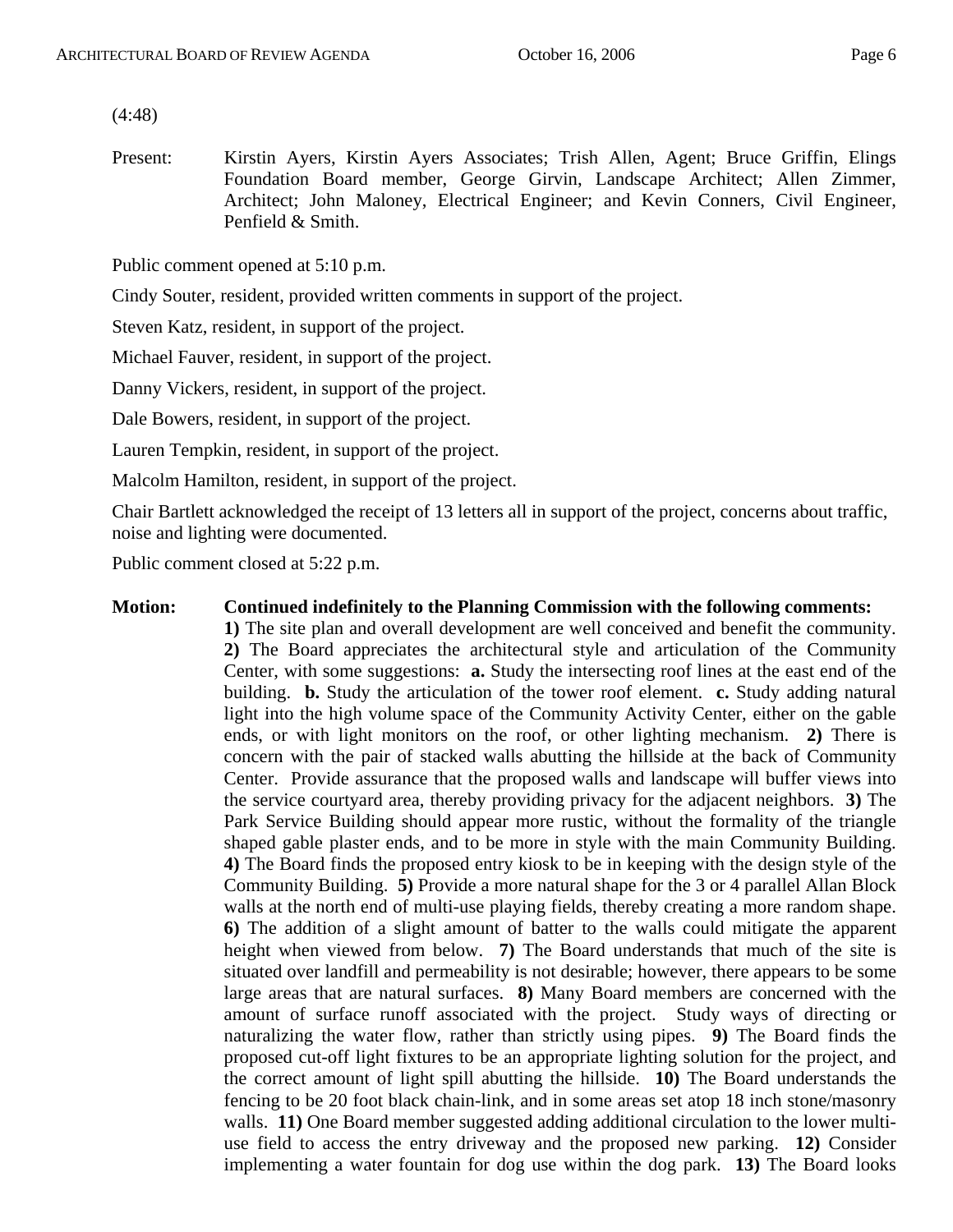(4:48)

Present: Kirstin Ayers, Kirstin Ayers Associates; Trish Allen, Agent; Bruce Griffin, Elings Foundation Board member, George Girvin, Landscape Architect; Allen Zimmer, Architect; John Maloney, Electrical Engineer; and Kevin Conners, Civil Engineer, Penfield & Smith.

Public comment opened at 5:10 p.m.

Cindy Souter, resident, provided written comments in support of the project.

Steven Katz, resident, in support of the project.

Michael Fauver, resident, in support of the project.

Danny Vickers, resident, in support of the project.

Dale Bowers, resident, in support of the project.

Lauren Tempkin, resident, in support of the project.

Malcolm Hamilton, resident, in support of the project.

Chair Bartlett acknowledged the receipt of 13 letters all in support of the project, concerns about traffic, noise and lighting were documented.

Public comment closed at 5:22 p.m.

**Motion: Continued indefinitely to the Planning Commission with the following comments:**
**1)** The site plan and overall development are well conceived and benefit the community. **2)** The Board appreciates the architectural style and articulation of the Community Center, with some suggestions: **a.** Study the intersecting roof lines at the east end of the building. **b.** Study the articulation of the tower roof element. **c.** Study adding natural light into the high volume space of the Community Activity Center, either on the gable ends, or with light monitors on the roof, or other lighting mechanism. **2)** There is concern with the pair of stacked walls abutting the hillside at the back of Community Center. Provide assurance that the proposed walls and landscape will buffer views into the service courtyard area, thereby providing privacy for the adjacent neighbors. **3)** The Park Service Building should appear more rustic, without the formality of the triangle shaped gable plaster ends, and to be more in style with the main Community Building. **4)** The Board finds the proposed entry kiosk to be in keeping with the design style of the Community Building. **5)** Provide a more natural shape for the 3 or 4 parallel Allan Block walls at the north end of multi-use playing fields, thereby creating a more random shape. **6)** The addition of a slight amount of batter to the walls could mitigate the apparent height when viewed from below. **7)** The Board understands that much of the site is situated over landfill and permeability is not desirable; however, there appears to be some large areas that are natural surfaces. **8)** Many Board members are concerned with the amount of surface runoff associated with the project. Study ways of directing or naturalizing the water flow, rather than strictly using pipes. **9)** The Board finds the proposed cut-off light fixtures to be an appropriate lighting solution for the project, and the correct amount of light spill abutting the hillside. **10)** The Board understands the fencing to be 20 foot black chain-link, and in some areas set atop 18 inch stone/masonry walls. **11)** One Board member suggested adding additional circulation to the lower multi-use field to access the entry driveway and the proposed new parking. **12)** Consider implementing a water fountain for dog use within the dog park. **13)** The Board looks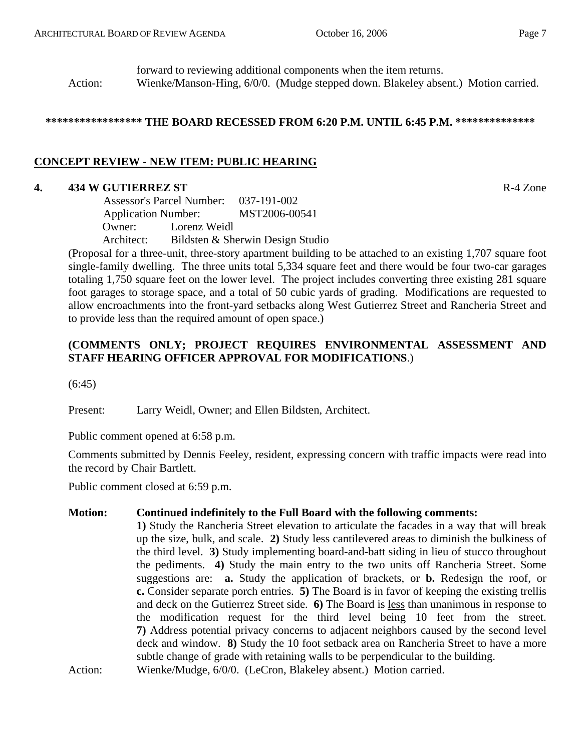forward to reviewing additional components when the item returns.

Action: Wienke/Manson-Hing, 6/0/0. (Mudge stepped down. Blakeley absent.) Motion carried.

**\*\*\*\*\*\*\*\*\*\*\*\*\*\*\*\*\* THE BOARD RECESSED FROM 6:20 P.M. UNTIL 6:45 P.M. \*\*\*\*\*\*\*\*\*\*\*\*\*\***

## <u>CONCEPT REVIEW - NEW ITEM: PUBLIC HEARING</u>

### 4. 434 W GUTIERREZ ST

R-4 Zone

Assessor's Parcel Number: 037-191-002
Application Number: MST2006-00541
Owner: Lorenz Weidl
Architect: Bildsten & Sherwin Design Studio

(Proposal for a three-unit, three-story apartment building to be attached to an existing 1,707 square foot single-family dwelling. The three units total 5,334 square feet and there would be four two-car garages totaling 1,750 square feet on the lower level. The project includes converting three existing 281 square foot garages to storage space, and a total of 50 cubic yards of grading. Modifications are requested to allow encroachments into the front-yard setbacks along West Gutierrez Street and Rancheria Street and to provide less than the required amount of open space.)

**(COMMENTS ONLY; PROJECT REQUIRES ENVIRONMENTAL ASSESSMENT AND STAFF HEARING OFFICER APPROVAL FOR MODIFICATIONS**.)

(6:45)

Present: Larry Weidl, Owner; and Ellen Bildsten, Architect.

Public comment opened at 6:58 p.m.

Comments submitted by Dennis Feeley, resident, expressing concern with traffic impacts were read into the record by Chair Bartlett.

Public comment closed at 6:59 p.m.

**Motion: Continued indefinitely to the Full Board with the following comments:**
**1)** Study the Rancheria Street elevation to articulate the facades in a way that will break up the size, bulk, and scale. **2)** Study less cantilevered areas to diminish the bulkiness of the third level. **3)** Study implementing board-and-batt siding in lieu of stucco throughout the pediments. **4)** Study the main entry to the two units off Rancheria Street. Some suggestions are: **a.** Study the application of brackets, or **b.** Redesign the roof, or **c.** Consider separate porch entries. **5)** The Board is in favor of keeping the existing trellis and deck on the Gutierrez Street side. **6)** The Board is <u>less</u> than unanimous in response to the modification request for the third level being 10 feet from the street. **7)** Address potential privacy concerns to adjacent neighbors caused by the second level deck and window. **8)** Study the 10 foot setback area on Rancheria Street to have a more subtle change of grade with retaining walls to be perpendicular to the building.

Action: Wienke/Mudge, 6/0/0. (LeCron, Blakeley absent.) Motion carried.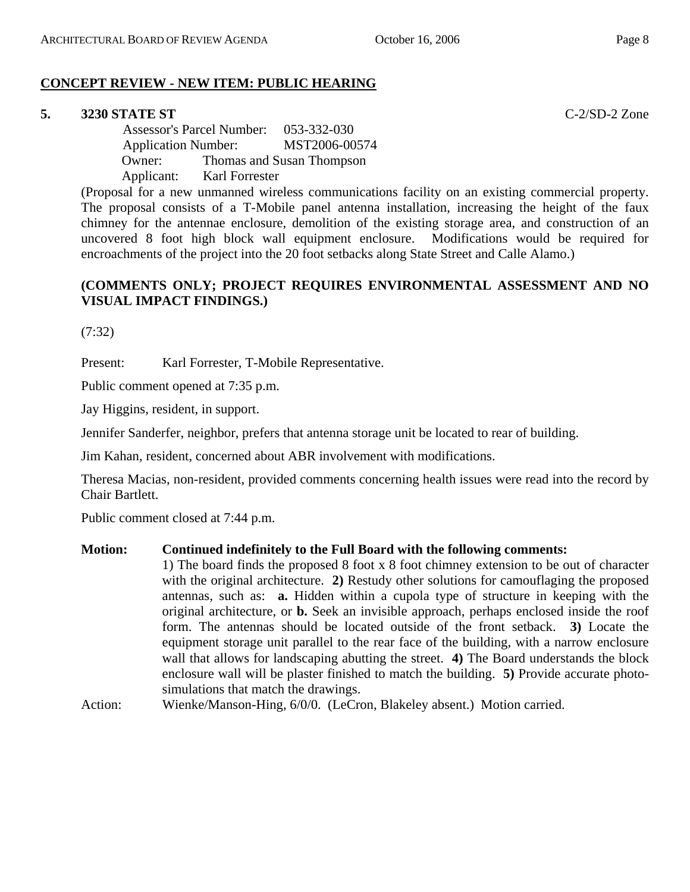## CONCEPT REVIEW - NEW ITEM: PUBLIC HEARING

**5. 3230 STATE ST** C-2/SD-2 Zone

Assessor's Parcel Number: 053-332-030
Application Number: MST2006-00574
Owner: Thomas and Susan Thompson
Applicant: Karl Forrester

(Proposal for a new unmanned wireless communications facility on an existing commercial property. The proposal consists of a T-Mobile panel antenna installation, increasing the height of the faux chimney for the antennae enclosure, demolition of the existing storage area, and construction of an uncovered 8 foot high block wall equipment enclosure. Modifications would be required for encroachments of the project into the 20 foot setbacks along State Street and Calle Alamo.)

**(COMMENTS ONLY; PROJECT REQUIRES ENVIRONMENTAL ASSESSMENT AND NO VISUAL IMPACT FINDINGS.)**

(7:32)

Present: Karl Forrester, T-Mobile Representative.

Public comment opened at 7:35 p.m.

Jay Higgins, resident, in support.

Jennifer Sanderfer, neighbor, prefers that antenna storage unit be located to rear of building.

Jim Kahan, resident, concerned about ABR involvement with modifications.

Theresa Macias, non-resident, provided comments concerning health issues were read into the record by Chair Bartlett.

Public comment closed at 7:44 p.m.

**Motion:** **Continued indefinitely to the Full Board with the following comments:**
1) The board finds the proposed 8 foot x 8 foot chimney extension to be out of character with the original architecture. **2)** Restudy other solutions for camouflaging the proposed antennas, such as: **a.** Hidden within a cupola type of structure in keeping with the original architecture, or **b.** Seek an invisible approach, perhaps enclosed inside the roof form. The antennas should be located outside of the front setback. **3)** Locate the equipment storage unit parallel to the rear face of the building, with a narrow enclosure wall that allows for landscaping abutting the street. **4)** The Board understands the block enclosure wall will be plaster finished to match the building. **5)** Provide accurate photo-simulations that match the drawings.

Action: Wienke/Manson-Hing, 6/0/0. (LeCron, Blakeley absent.) Motion carried.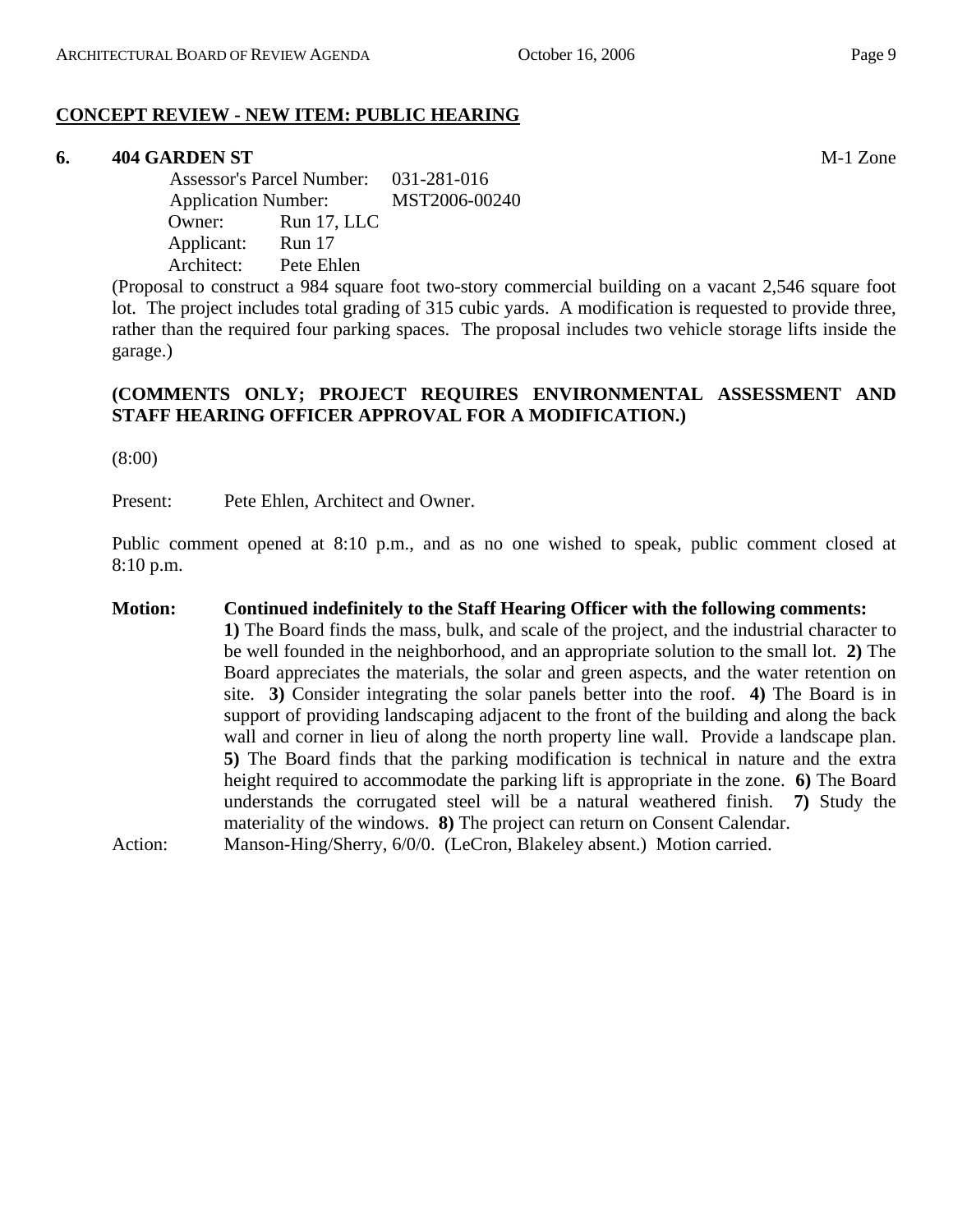## CONCEPT REVIEW - NEW ITEM: PUBLIC HEARING

**6. 404 GARDEN ST** M-1 Zone

Assessor's Parcel Number: 031-281-016
Application Number: MST2006-00240
Owner: Run 17, LLC
Applicant: Run 17
Architect: Pete Ehlen

(Proposal to construct a 984 square foot two-story commercial building on a vacant 2,546 square foot lot. The project includes total grading of 315 cubic yards. A modification is requested to provide three, rather than the required four parking spaces. The proposal includes two vehicle storage lifts inside the garage.)

**(COMMENTS ONLY; PROJECT REQUIRES ENVIRONMENTAL ASSESSMENT AND STAFF HEARING OFFICER APPROVAL FOR A MODIFICATION.)**

(8:00)

Present: Pete Ehlen, Architect and Owner.

Public comment opened at 8:10 p.m., and as no one wished to speak, public comment closed at 8:10 p.m.

**Motion:** **Continued indefinitely to the Staff Hearing Officer with the following comments:** **1)** The Board finds the mass, bulk, and scale of the project, and the industrial character to be well founded in the neighborhood, and an appropriate solution to the small lot. **2)** The Board appreciates the materials, the solar and green aspects, and the water retention on site. **3)** Consider integrating the solar panels better into the roof. **4)** The Board is in support of providing landscaping adjacent to the front of the building and along the back wall and corner in lieu of along the north property line wall. Provide a landscape plan. **5)** The Board finds that the parking modification is technical in nature and the extra height required to accommodate the parking lift is appropriate in the zone. **6)** The Board understands the corrugated steel will be a natural weathered finish. **7)** Study the materiality of the windows. **8)** The project can return on Consent Calendar.

Action: Manson-Hing/Sherry, 6/0/0. (LeCron, Blakeley absent.) Motion carried.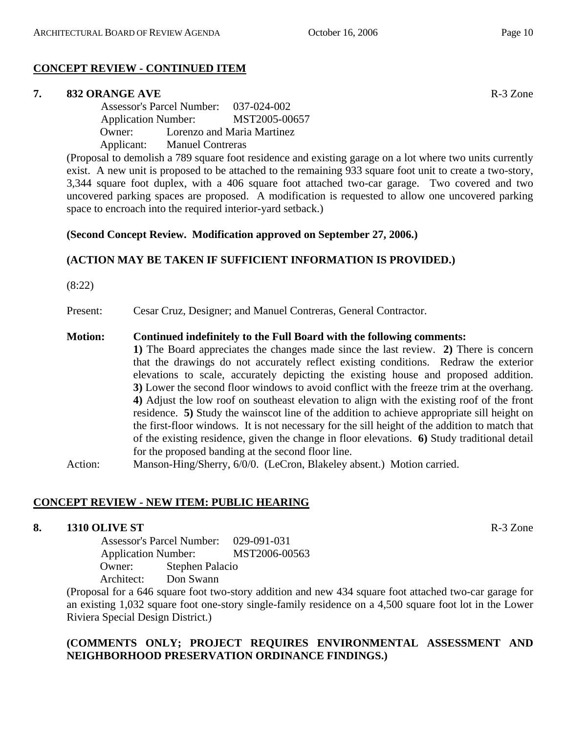## CONCEPT REVIEW - CONTINUED ITEM

**7. 832 ORANGE AVE** R-3 Zone

Assessor's Parcel Number: 037-024-002
Application Number: MST2005-00657
Owner: Lorenzo and Maria Martinez
Applicant: Manuel Contreras

(Proposal to demolish a 789 square foot residence and existing garage on a lot where two units currently exist. A new unit is proposed to be attached to the remaining 933 square foot unit to create a two-story, 3,344 square foot duplex, with a 406 square foot attached two-car garage. Two covered and two uncovered parking spaces are proposed. A modification is requested to allow one uncovered parking space to encroach into the required interior-yard setback.)

**(Second Concept Review. Modification approved on September 27, 2006.)**

**(ACTION MAY BE TAKEN IF SUFFICIENT INFORMATION IS PROVIDED.)**

(8:22)

Present: Cesar Cruz, Designer; and Manuel Contreras, General Contractor.

**Motion: Continued indefinitely to the Full Board with the following comments:**
**1)** The Board appreciates the changes made since the last review. **2)** There is concern that the drawings do not accurately reflect existing conditions. Redraw the exterior elevations to scale, accurately depicting the existing house and proposed addition. **3)** Lower the second floor windows to avoid conflict with the freeze trim at the overhang. **4)** Adjust the low roof on southeast elevation to align with the existing roof of the front residence. **5)** Study the wainscot line of the addition to achieve appropriate sill height on the first-floor windows. It is not necessary for the sill height of the addition to match that of the existing residence, given the change in floor elevations. **6)** Study traditional detail for the proposed banding at the second floor line.

Action: Manson-Hing/Sherry, 6/0/0. (LeCron, Blakeley absent.) Motion carried.

## CONCEPT REVIEW - NEW ITEM: PUBLIC HEARING

**8. 1310 OLIVE ST** R-3 Zone

Assessor's Parcel Number: 029-091-031
Application Number: MST2006-00563
Owner: Stephen Palacio
Architect: Don Swann

(Proposal for a 646 square foot two-story addition and new 434 square foot attached two-car garage for an existing 1,032 square foot one-story single-family residence on a 4,500 square foot lot in the Lower Riviera Special Design District.)

**(COMMENTS ONLY; PROJECT REQUIRES ENVIRONMENTAL ASSESSMENT AND NEIGHBORHOOD PRESERVATION ORDINANCE FINDINGS.)**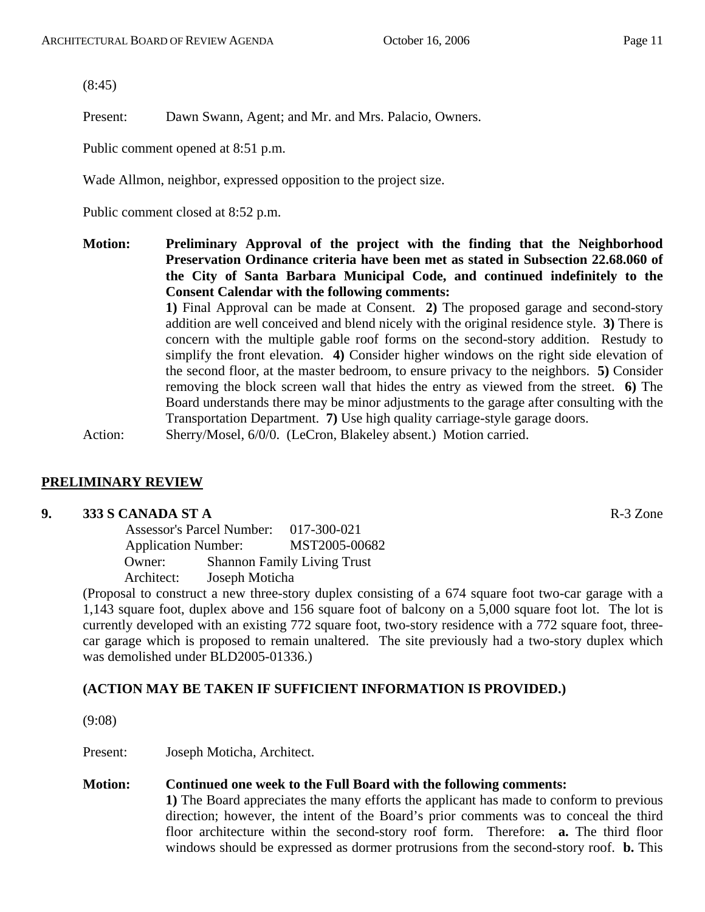(8:45)

Present: Dawn Swann, Agent; and Mr. and Mrs. Palacio, Owners.

Public comment opened at 8:51 p.m.

Wade Allmon, neighbor, expressed opposition to the project size.

Public comment closed at 8:52 p.m.

**Motion:** **Preliminary Approval of the project with the finding that the Neighborhood Preservation Ordinance criteria have been met as stated in Subsection 22.68.060 of the City of Santa Barbara Municipal Code, and continued indefinitely to the Consent Calendar with the following comments:**
**1)** Final Approval can be made at Consent. **2)** The proposed garage and second-story addition are well conceived and blend nicely with the original residence style. **3)** There is concern with the multiple gable roof forms on the second-story addition. Restudy to simplify the front elevation. **4)** Consider higher windows on the right side elevation of the second floor, at the master bedroom, to ensure privacy to the neighbors. **5)** Consider removing the block screen wall that hides the entry as viewed from the street. **6)** The Board understands there may be minor adjustments to the garage after consulting with the Transportation Department. **7)** Use high quality carriage-style garage doors.

Action: Sherry/Mosel, 6/0/0. (LeCron, Blakeley absent.) Motion carried.

## PRELIMINARY REVIEW

### 9. 333 S CANADA ST A — R-3 Zone

Assessor's Parcel Number: 017-300-021
Application Number: MST2005-00682
Owner: Shannon Family Living Trust
Architect: Joseph Moticha

(Proposal to construct a new three-story duplex consisting of a 674 square foot two-car garage with a 1,143 square foot, duplex above and 156 square foot of balcony on a 5,000 square foot lot. The lot is currently developed with an existing 772 square foot, two-story residence with a 772 square foot, three-car garage which is proposed to remain unaltered. The site previously had a two-story duplex which was demolished under BLD2005-01336.)

**(ACTION MAY BE TAKEN IF SUFFICIENT INFORMATION IS PROVIDED.)**

(9:08)

Present: Joseph Moticha, Architect.

**Motion:** **Continued one week to the Full Board with the following comments:**
**1)** The Board appreciates the many efforts the applicant has made to conform to previous direction; however, the intent of the Board's prior comments was to conceal the third floor architecture within the second-story roof form. Therefore: **a.** The third floor windows should be expressed as dormer protrusions from the second-story roof. **b.** This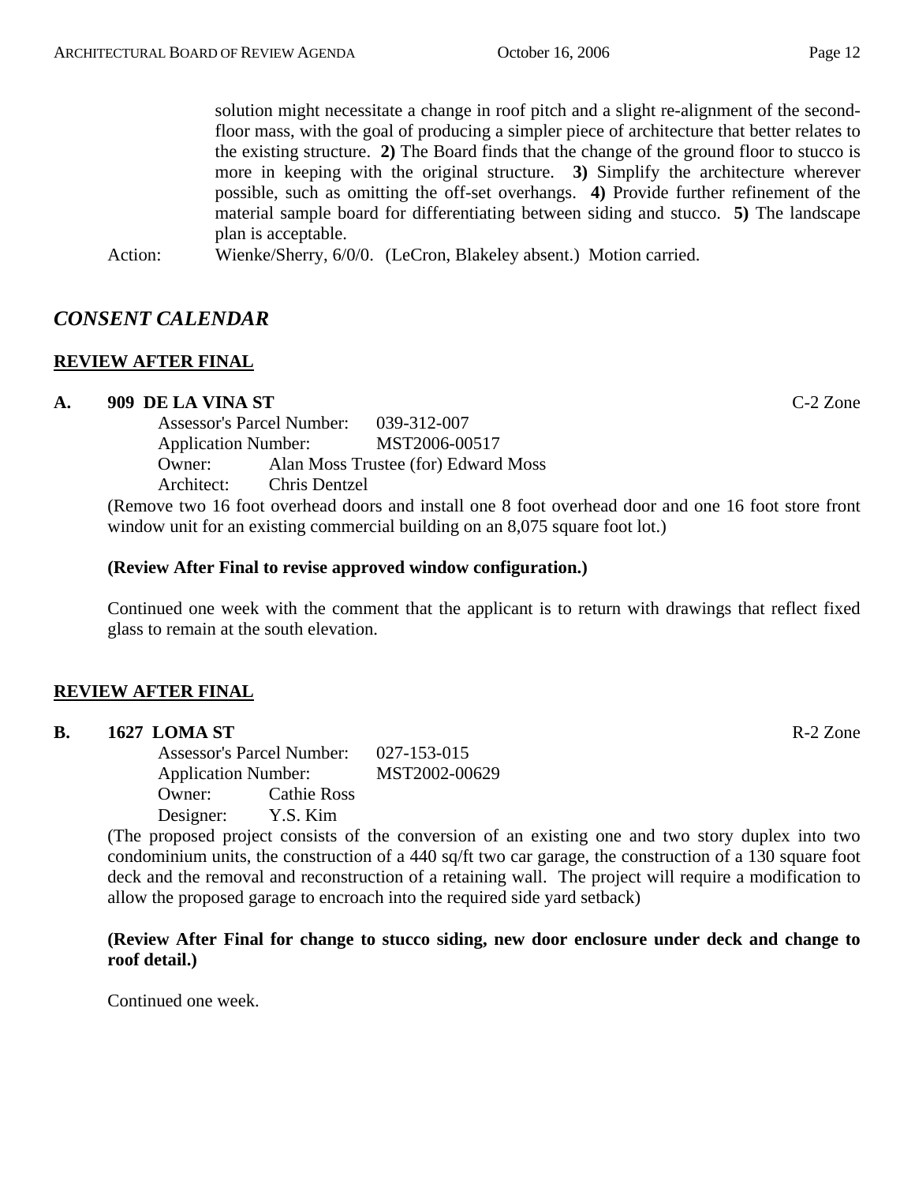solution might necessitate a change in roof pitch and a slight re-alignment of the second-floor mass, with the goal of producing a simpler piece of architecture that better relates to the existing structure. **2)** The Board finds that the change of the ground floor to stucco is more in keeping with the original structure. **3)** Simplify the architecture wherever possible, such as omitting the off-set overhangs. **4)** Provide further refinement of the material sample board for differentiating between siding and stucco. **5)** The landscape plan is acceptable.

Action: Wienke/Sherry, 6/0/0. (LeCron, Blakeley absent.) Motion carried.

## *CONSENT CALENDAR*

### REVIEW AFTER FINAL

**A. 909 DE LA VINA ST** C-2 Zone

Assessor's Parcel Number: 039-312-007
Application Number: MST2006-00517
Owner: Alan Moss Trustee (for) Edward Moss
Architect: Chris Dentzel

(Remove two 16 foot overhead doors and install one 8 foot overhead door and one 16 foot store front window unit for an existing commercial building on an 8,075 square foot lot.)

**(Review After Final to revise approved window configuration.)**

Continued one week with the comment that the applicant is to return with drawings that reflect fixed glass to remain at the south elevation.

### REVIEW AFTER FINAL

**B. 1627 LOMA ST** R-2 Zone

Assessor's Parcel Number: 027-153-015
Application Number: MST2002-00629
Owner: Cathie Ross
Designer: Y.S. Kim

(The proposed project consists of the conversion of an existing one and two story duplex into two condominium units, the construction of a 440 sq/ft two car garage, the construction of a 130 square foot deck and the removal and reconstruction of a retaining wall. The project will require a modification to allow the proposed garage to encroach into the required side yard setback)

**(Review After Final for change to stucco siding, new door enclosure under deck and change to roof detail.)**

Continued one week.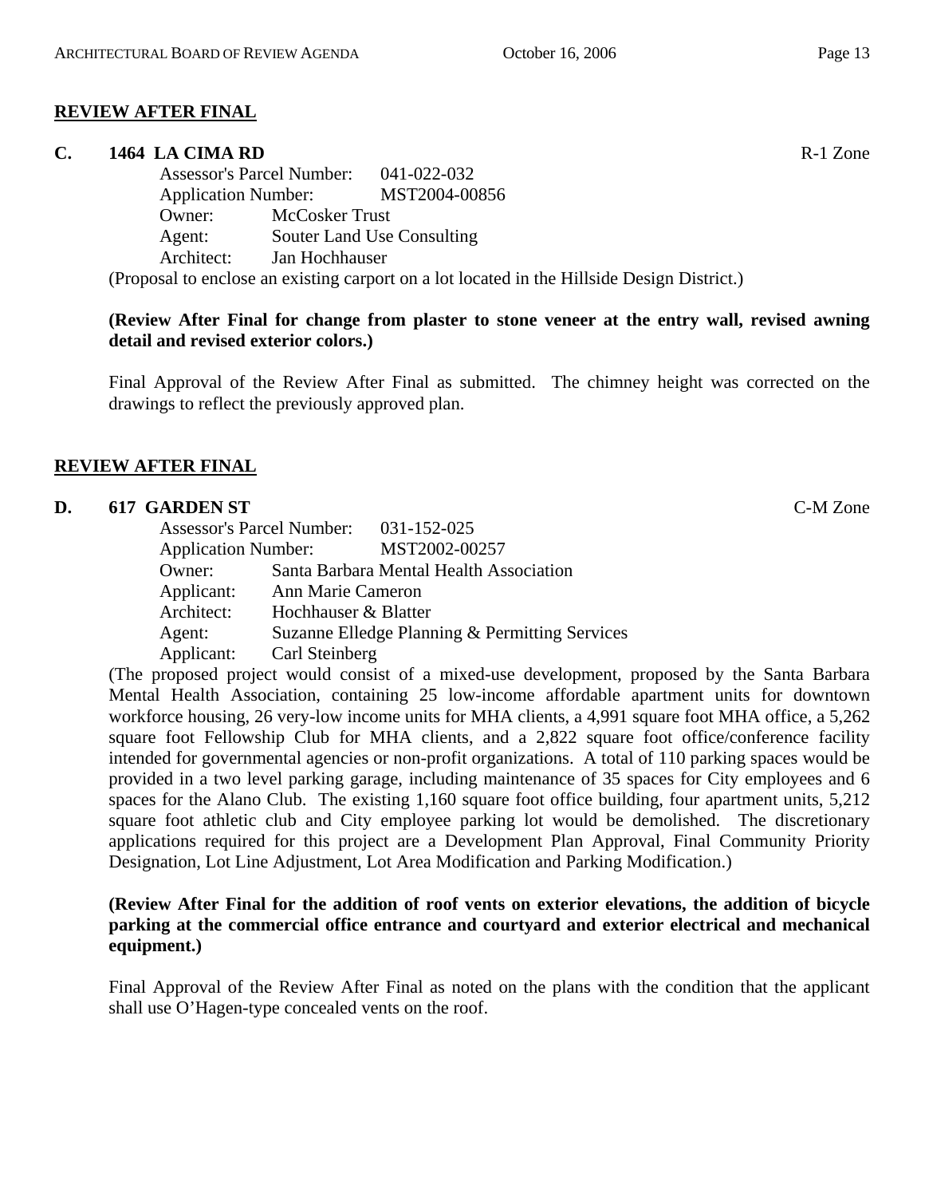## REVIEW AFTER FINAL

**C. 1464 LA CIMA RD** R-1 Zone

Assessor's Parcel Number: 041-022-032
Application Number: MST2004-00856
Owner: McCosker Trust
Agent: Souter Land Use Consulting
Architect: Jan Hochhauser

(Proposal to enclose an existing carport on a lot located in the Hillside Design District.)

**(Review After Final for change from plaster to stone veneer at the entry wall, revised awning detail and revised exterior colors.)**

Final Approval of the Review After Final as submitted. The chimney height was corrected on the drawings to reflect the previously approved plan.

## REVIEW AFTER FINAL

**D. 617 GARDEN ST** C-M Zone

Assessor's Parcel Number: 031-152-025
Application Number: MST2002-00257
Owner: Santa Barbara Mental Health Association
Applicant: Ann Marie Cameron
Architect: Hochhauser & Blatter
Agent: Suzanne Elledge Planning & Permitting Services
Applicant: Carl Steinberg

(The proposed project would consist of a mixed-use development, proposed by the Santa Barbara Mental Health Association, containing 25 low-income affordable apartment units for downtown workforce housing, 26 very-low income units for MHA clients, a 4,991 square foot MHA office, a 5,262 square foot Fellowship Club for MHA clients, and a 2,822 square foot office/conference facility intended for governmental agencies or non-profit organizations. A total of 110 parking spaces would be provided in a two level parking garage, including maintenance of 35 spaces for City employees and 6 spaces for the Alano Club. The existing 1,160 square foot office building, four apartment units, 5,212 square foot athletic club and City employee parking lot would be demolished. The discretionary applications required for this project are a Development Plan Approval, Final Community Priority Designation, Lot Line Adjustment, Lot Area Modification and Parking Modification.)

**(Review After Final for the addition of roof vents on exterior elevations, the addition of bicycle parking at the commercial office entrance and courtyard and exterior electrical and mechanical equipment.)**

Final Approval of the Review After Final as noted on the plans with the condition that the applicant shall use O'Hagen-type concealed vents on the roof.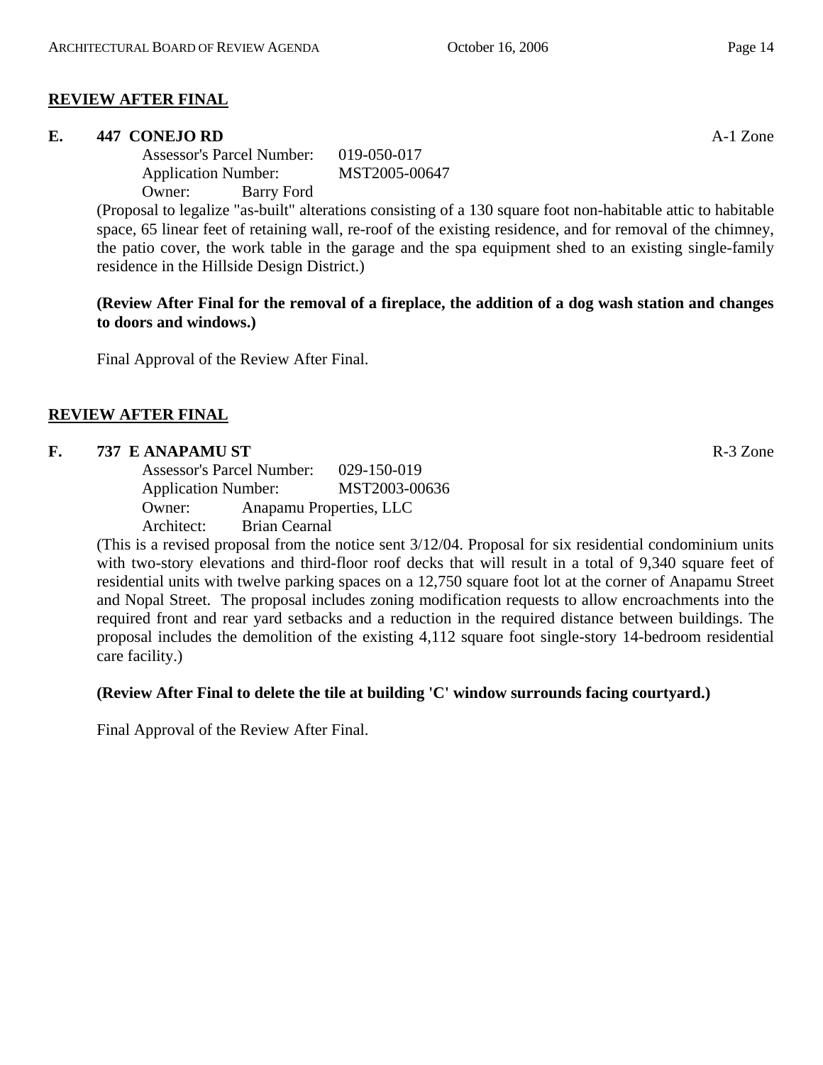## REVIEW AFTER FINAL

**E. 447 CONEJO RD** A-1 Zone

Assessor's Parcel Number: 019-050-017
Application Number: MST2005-00647
Owner: Barry Ford

(Proposal to legalize "as-built" alterations consisting of a 130 square foot non-habitable attic to habitable space, 65 linear feet of retaining wall, re-roof of the existing residence, and for removal of the chimney, the patio cover, the work table in the garage and the spa equipment shed to an existing single-family residence in the Hillside Design District.)

**(Review After Final for the removal of a fireplace, the addition of a dog wash station and changes to doors and windows.)**

Final Approval of the Review After Final.

## REVIEW AFTER FINAL

**F. 737 E ANAPAMU ST** R-3 Zone

Assessor's Parcel Number: 029-150-019
Application Number: MST2003-00636
Owner: Anapamu Properties, LLC
Architect: Brian Cearnal

(This is a revised proposal from the notice sent 3/12/04. Proposal for six residential condominium units with two-story elevations and third-floor roof decks that will result in a total of 9,340 square feet of residential units with twelve parking spaces on a 12,750 square foot lot at the corner of Anapamu Street and Nopal Street. The proposal includes zoning modification requests to allow encroachments into the required front and rear yard setbacks and a reduction in the required distance between buildings. The proposal includes the demolition of the existing 4,112 square foot single-story 14-bedroom residential care facility.)

**(Review After Final to delete the tile at building 'C' window surrounds facing courtyard.)**

Final Approval of the Review After Final.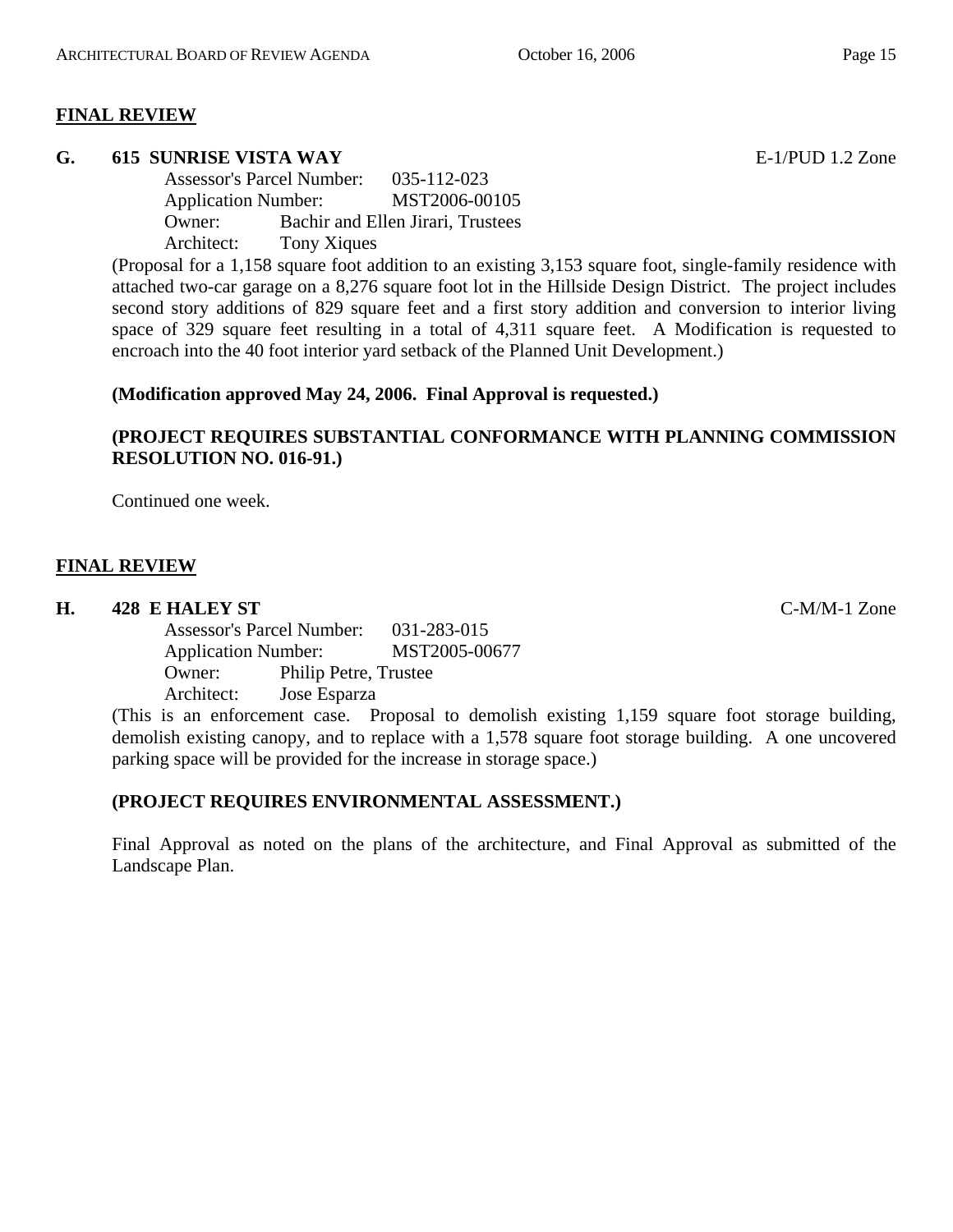## FINAL REVIEW

**G. 615 SUNRISE VISTA WAY** E-1/PUD 1.2 Zone

Assessor's Parcel Number: 035-112-023
Application Number: MST2006-00105
Owner: Bachir and Ellen Jirari, Trustees
Architect: Tony Xiques

(Proposal for a 1,158 square foot addition to an existing 3,153 square foot, single-family residence with attached two-car garage on a 8,276 square foot lot in the Hillside Design District. The project includes second story additions of 829 square feet and a first story addition and conversion to interior living space of 329 square feet resulting in a total of 4,311 square feet. A Modification is requested to encroach into the 40 foot interior yard setback of the Planned Unit Development.)

**(Modification approved May 24, 2006. Final Approval is requested.)**

**(PROJECT REQUIRES SUBSTANTIAL CONFORMANCE WITH PLANNING COMMISSION RESOLUTION NO. 016-91.)**

Continued one week.

## FINAL REVIEW

**H. 428 E HALEY ST** C-M/M-1 Zone

Assessor's Parcel Number: 031-283-015
Application Number: MST2005-00677
Owner: Philip Petre, Trustee
Architect: Jose Esparza

(This is an enforcement case. Proposal to demolish existing 1,159 square foot storage building, demolish existing canopy, and to replace with a 1,578 square foot storage building. A one uncovered parking space will be provided for the increase in storage space.)

**(PROJECT REQUIRES ENVIRONMENTAL ASSESSMENT.)**

Final Approval as noted on the plans of the architecture, and Final Approval as submitted of the Landscape Plan.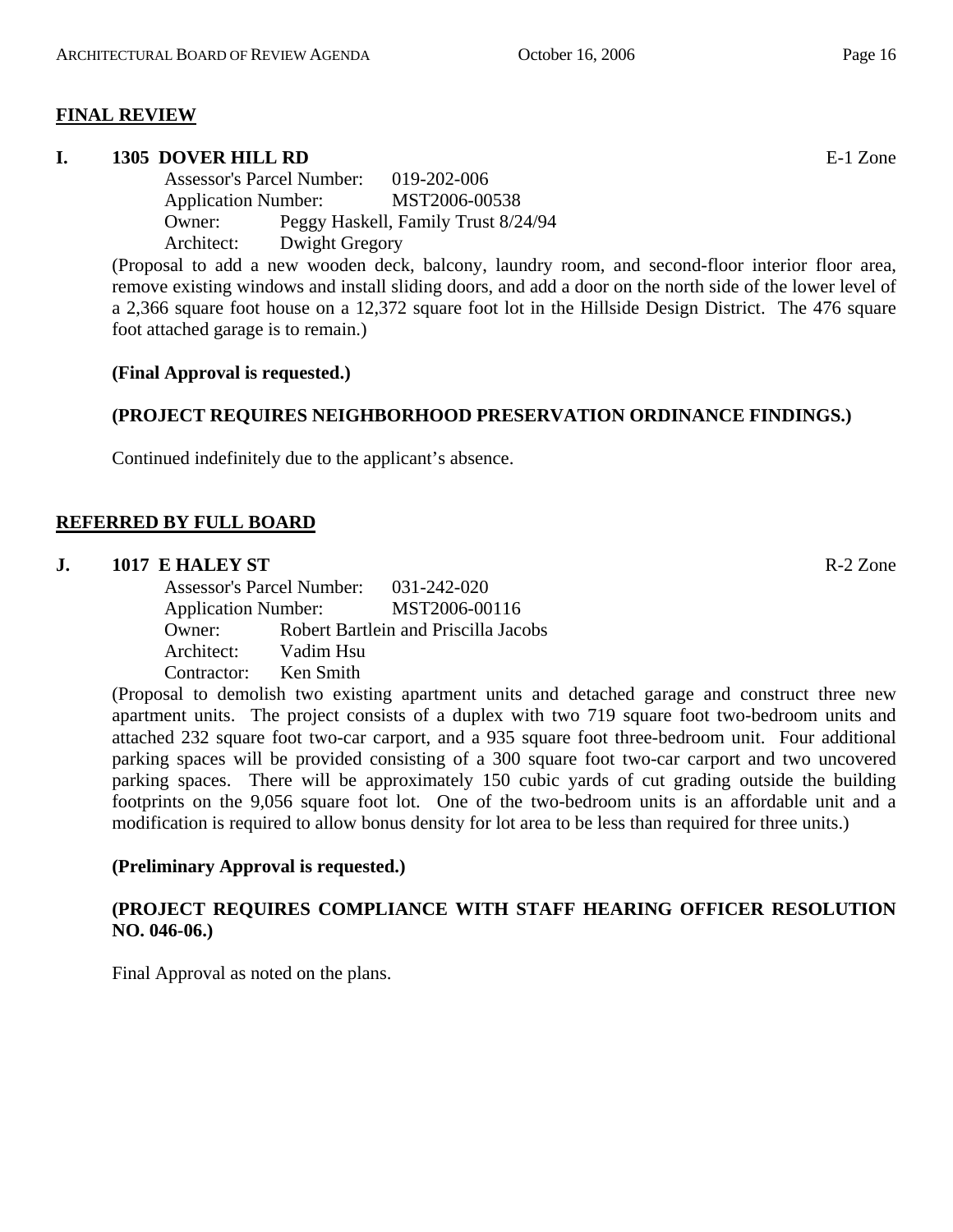## FINAL REVIEW

**I. 1305 DOVER HILL RD** E-1 Zone

Assessor's Parcel Number: 019-202-006
Application Number: MST2006-00538
Owner: Peggy Haskell, Family Trust 8/24/94
Architect: Dwight Gregory

(Proposal to add a new wooden deck, balcony, laundry room, and second-floor interior floor area, remove existing windows and install sliding doors, and add a door on the north side of the lower level of a 2,366 square foot house on a 12,372 square foot lot in the Hillside Design District. The 476 square foot attached garage is to remain.)

**(Final Approval is requested.)**

**(PROJECT REQUIRES NEIGHBORHOOD PRESERVATION ORDINANCE FINDINGS.)**

Continued indefinitely due to the applicant's absence.

## REFERRED BY FULL BOARD

**J. 1017 E HALEY ST** R-2 Zone

Assessor's Parcel Number: 031-242-020
Application Number: MST2006-00116
Owner: Robert Bartlein and Priscilla Jacobs
Architect: Vadim Hsu
Contractor: Ken Smith

(Proposal to demolish two existing apartment units and detached garage and construct three new apartment units. The project consists of a duplex with two 719 square foot two-bedroom units and attached 232 square foot two-car carport, and a 935 square foot three-bedroom unit. Four additional parking spaces will be provided consisting of a 300 square foot two-car carport and two uncovered parking spaces. There will be approximately 150 cubic yards of cut grading outside the building footprints on the 9,056 square foot lot. One of the two-bedroom units is an affordable unit and a modification is required to allow bonus density for lot area to be less than required for three units.)

**(Preliminary Approval is requested.)**

**(PROJECT REQUIRES COMPLIANCE WITH STAFF HEARING OFFICER RESOLUTION NO. 046-06.)**

Final Approval as noted on the plans.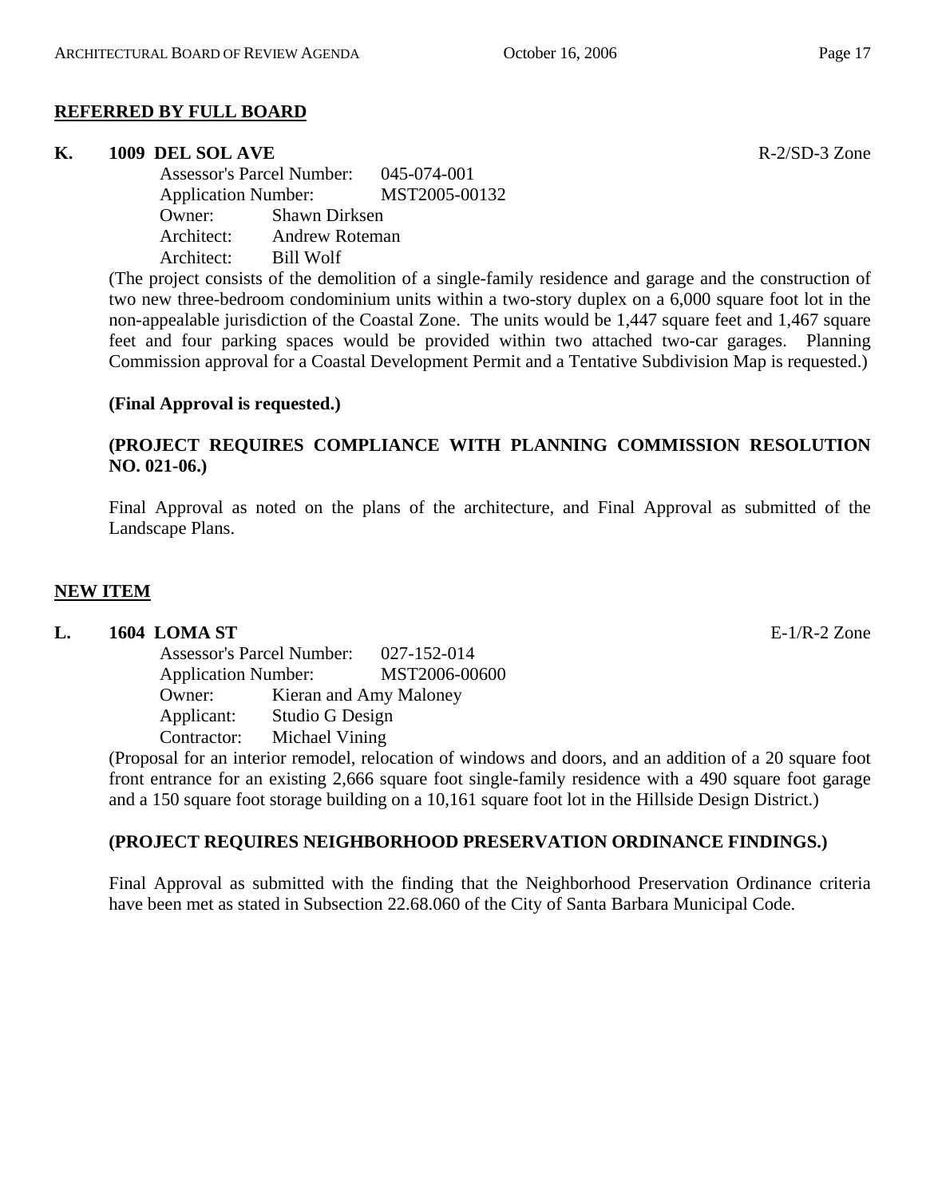## REFERRED BY FULL BOARD

**K. 1009 DEL SOL AVE** R-2/SD-3 Zone

Assessor's Parcel Number: 045-074-001
Application Number: MST2005-00132
Owner: Shawn Dirksen
Architect: Andrew Roteman
Architect: Bill Wolf

(The project consists of the demolition of a single-family residence and garage and the construction of two new three-bedroom condominium units within a two-story duplex on a 6,000 square foot lot in the non-appealable jurisdiction of the Coastal Zone. The units would be 1,447 square feet and 1,467 square feet and four parking spaces would be provided within two attached two-car garages. Planning Commission approval for a Coastal Development Permit and a Tentative Subdivision Map is requested.)

**(Final Approval is requested.)**

**(PROJECT REQUIRES COMPLIANCE WITH PLANNING COMMISSION RESOLUTION NO. 021-06.)**

Final Approval as noted on the plans of the architecture, and Final Approval as submitted of the Landscape Plans.

## NEW ITEM

**L. 1604 LOMA ST** E-1/R-2 Zone

Assessor's Parcel Number: 027-152-014
Application Number: MST2006-00600
Owner: Kieran and Amy Maloney
Applicant: Studio G Design
Contractor: Michael Vining

(Proposal for an interior remodel, relocation of windows and doors, and an addition of a 20 square foot front entrance for an existing 2,666 square foot single-family residence with a 490 square foot garage and a 150 square foot storage building on a 10,161 square foot lot in the Hillside Design District.)

**(PROJECT REQUIRES NEIGHBORHOOD PRESERVATION ORDINANCE FINDINGS.)**

Final Approval as submitted with the finding that the Neighborhood Preservation Ordinance criteria have been met as stated in Subsection 22.68.060 of the City of Santa Barbara Municipal Code.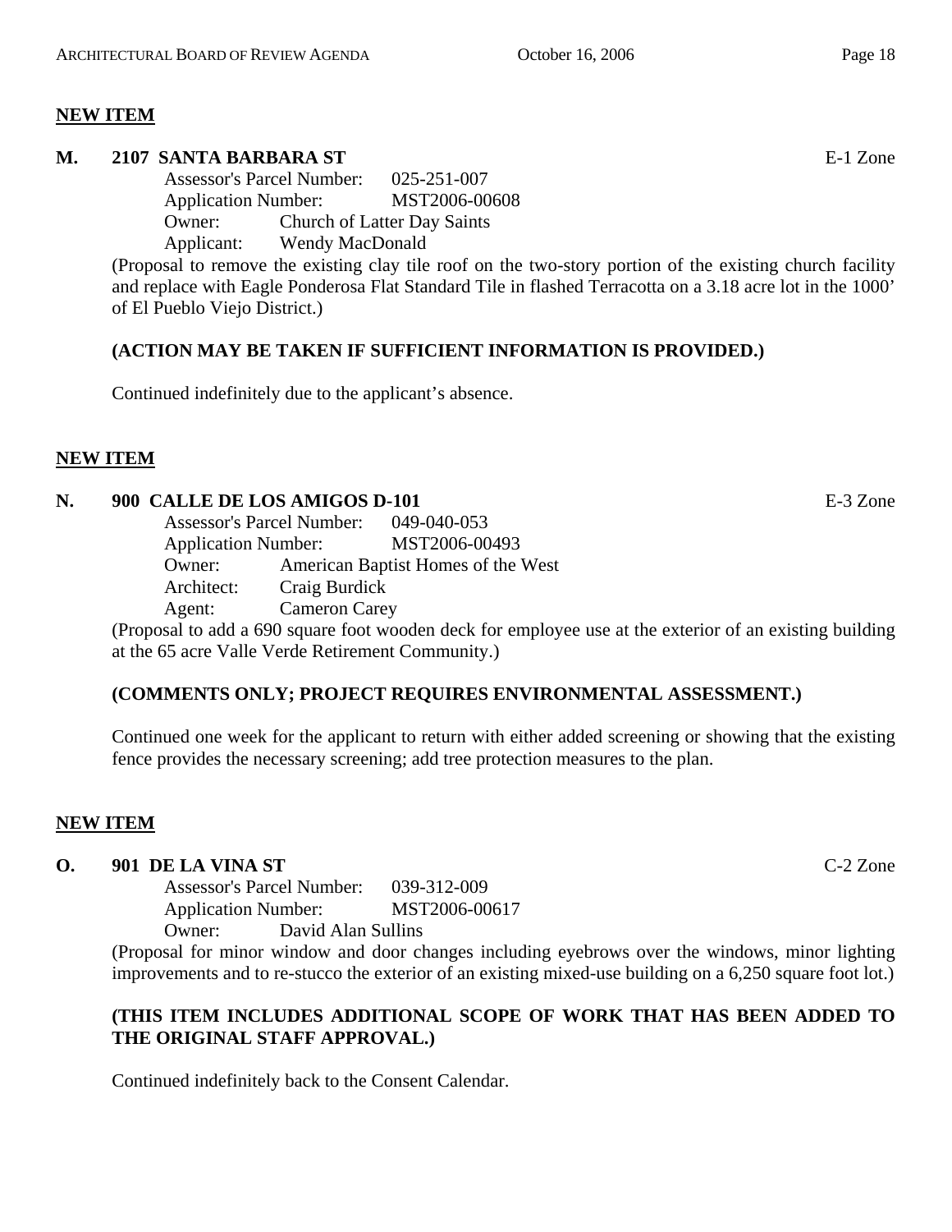**NEW ITEM**

**M. 2107 SANTA BARBARA ST** E-1 Zone

Assessor's Parcel Number: 025-251-007
Application Number: MST2006-00608
Owner: Church of Latter Day Saints
Applicant: Wendy MacDonald

(Proposal to remove the existing clay tile roof on the two-story portion of the existing church facility and replace with Eagle Ponderosa Flat Standard Tile in flashed Terracotta on a 3.18 acre lot in the 1000' of El Pueblo Viejo District.)

**(ACTION MAY BE TAKEN IF SUFFICIENT INFORMATION IS PROVIDED.)**

Continued indefinitely due to the applicant's absence.

**NEW ITEM**

**N. 900 CALLE DE LOS AMIGOS D-101** E-3 Zone

Assessor's Parcel Number: 049-040-053
Application Number: MST2006-00493
Owner: American Baptist Homes of the West
Architect: Craig Burdick
Agent: Cameron Carey

(Proposal to add a 690 square foot wooden deck for employee use at the exterior of an existing building at the 65 acre Valle Verde Retirement Community.)

**(COMMENTS ONLY; PROJECT REQUIRES ENVIRONMENTAL ASSESSMENT.)**

Continued one week for the applicant to return with either added screening or showing that the existing fence provides the necessary screening; add tree protection measures to the plan.

**NEW ITEM**

**O. 901 DE LA VINA ST** C-2 Zone

Assessor's Parcel Number: 039-312-009
Application Number: MST2006-00617
Owner: David Alan Sullins

(Proposal for minor window and door changes including eyebrows over the windows, minor lighting improvements and to re-stucco the exterior of an existing mixed-use building on a 6,250 square foot lot.)

**(THIS ITEM INCLUDES ADDITIONAL SCOPE OF WORK THAT HAS BEEN ADDED TO THE ORIGINAL STAFF APPROVAL.)**

Continued indefinitely back to the Consent Calendar.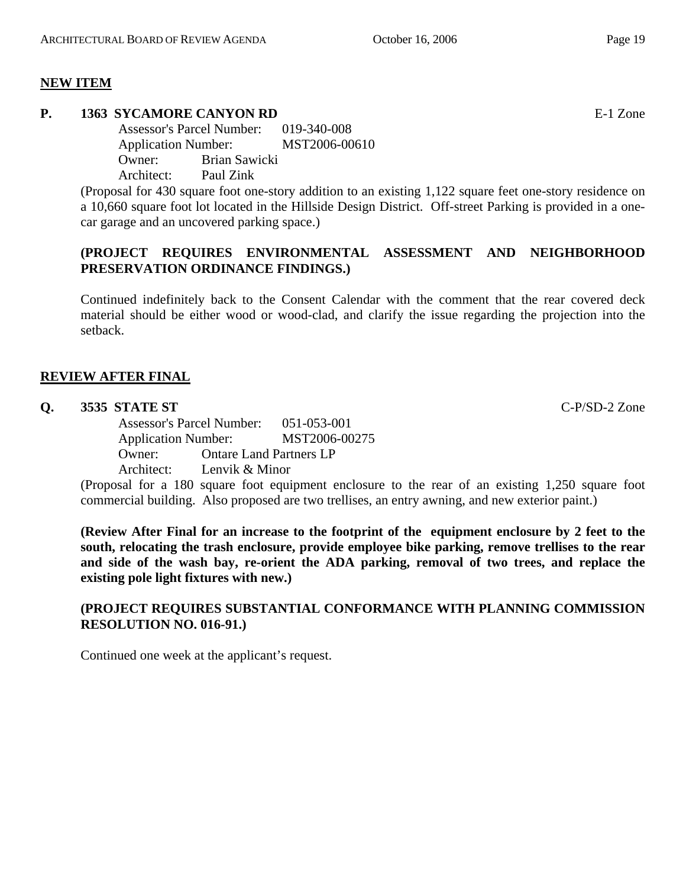**NEW ITEM**

**P. 1363 SYCAMORE CANYON RD** E-1 Zone

Assessor's Parcel Number: 019-340-008
Application Number: MST2006-00610
Owner: Brian Sawicki
Architect: Paul Zink

(Proposal for 430 square foot one-story addition to an existing 1,122 square feet one-story residence on a 10,660 square foot lot located in the Hillside Design District. Off-street Parking is provided in a one-car garage and an uncovered parking space.)

**(PROJECT REQUIRES ENVIRONMENTAL ASSESSMENT AND NEIGHBORHOOD PRESERVATION ORDINANCE FINDINGS.)**

Continued indefinitely back to the Consent Calendar with the comment that the rear covered deck material should be either wood or wood-clad, and clarify the issue regarding the projection into the setback.

**REVIEW AFTER FINAL**

**Q. 3535 STATE ST** C-P/SD-2 Zone

Assessor's Parcel Number: 051-053-001
Application Number: MST2006-00275
Owner: Ontare Land Partners LP
Architect: Lenvik & Minor

(Proposal for a 180 square foot equipment enclosure to the rear of an existing 1,250 square foot commercial building. Also proposed are two trellises, an entry awning, and new exterior paint.)

**(Review After Final for an increase to the footprint of the equipment enclosure by 2 feet to the south, relocating the trash enclosure, provide employee bike parking, remove trellises to the rear and side of the wash bay, re-orient the ADA parking, removal of two trees, and replace the existing pole light fixtures with new.)**

**(PROJECT REQUIRES SUBSTANTIAL CONFORMANCE WITH PLANNING COMMISSION RESOLUTION NO. 016-91.)**

Continued one week at the applicant's request.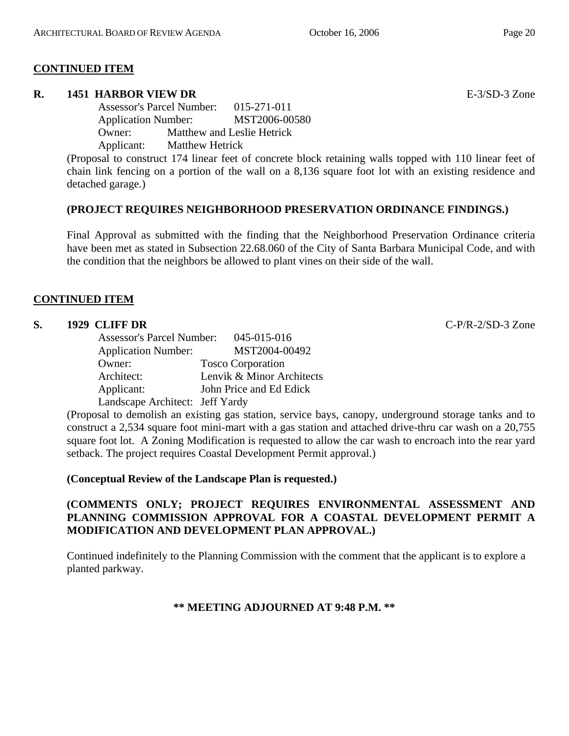**CONTINUED ITEM**

**R. 1451 HARBOR VIEW DR** E-3/SD-3 Zone

Assessor's Parcel Number: 015-271-011
Application Number: MST2006-00580
Owner: Matthew and Leslie Hetrick
Applicant: Matthew Hetrick

(Proposal to construct 174 linear feet of concrete block retaining walls topped with 110 linear feet of chain link fencing on a portion of the wall on a 8,136 square foot lot with an existing residence and detached garage.)

**(PROJECT REQUIRES NEIGHBORHOOD PRESERVATION ORDINANCE FINDINGS.)**

Final Approval as submitted with the finding that the Neighborhood Preservation Ordinance criteria have been met as stated in Subsection 22.68.060 of the City of Santa Barbara Municipal Code, and with the condition that the neighbors be allowed to plant vines on their side of the wall.

**CONTINUED ITEM**

**S. 1929 CLIFF DR** C-P/R-2/SD-3 Zone

Assessor's Parcel Number: 045-015-016
Application Number: MST2004-00492
Owner: Tosco Corporation
Architect: Lenvik & Minor Architects
Applicant: John Price and Ed Edick
Landscape Architect: Jeff Yardy

(Proposal to demolish an existing gas station, service bays, canopy, underground storage tanks and to construct a 2,534 square foot mini-mart with a gas station and attached drive-thru car wash on a 20,755 square foot lot. A Zoning Modification is requested to allow the car wash to encroach into the rear yard setback. The project requires Coastal Development Permit approval.)

**(Conceptual Review of the Landscape Plan is requested.)**

**(COMMENTS ONLY; PROJECT REQUIRES ENVIRONMENTAL ASSESSMENT AND PLANNING COMMISSION APPROVAL FOR A COASTAL DEVELOPMENT PERMIT A MODIFICATION AND DEVELOPMENT PLAN APPROVAL.)**

Continued indefinitely to the Planning Commission with the comment that the applicant is to explore a planted parkway.

**\*\* MEETING ADJOURNED AT 9:48 P.M. \*\***